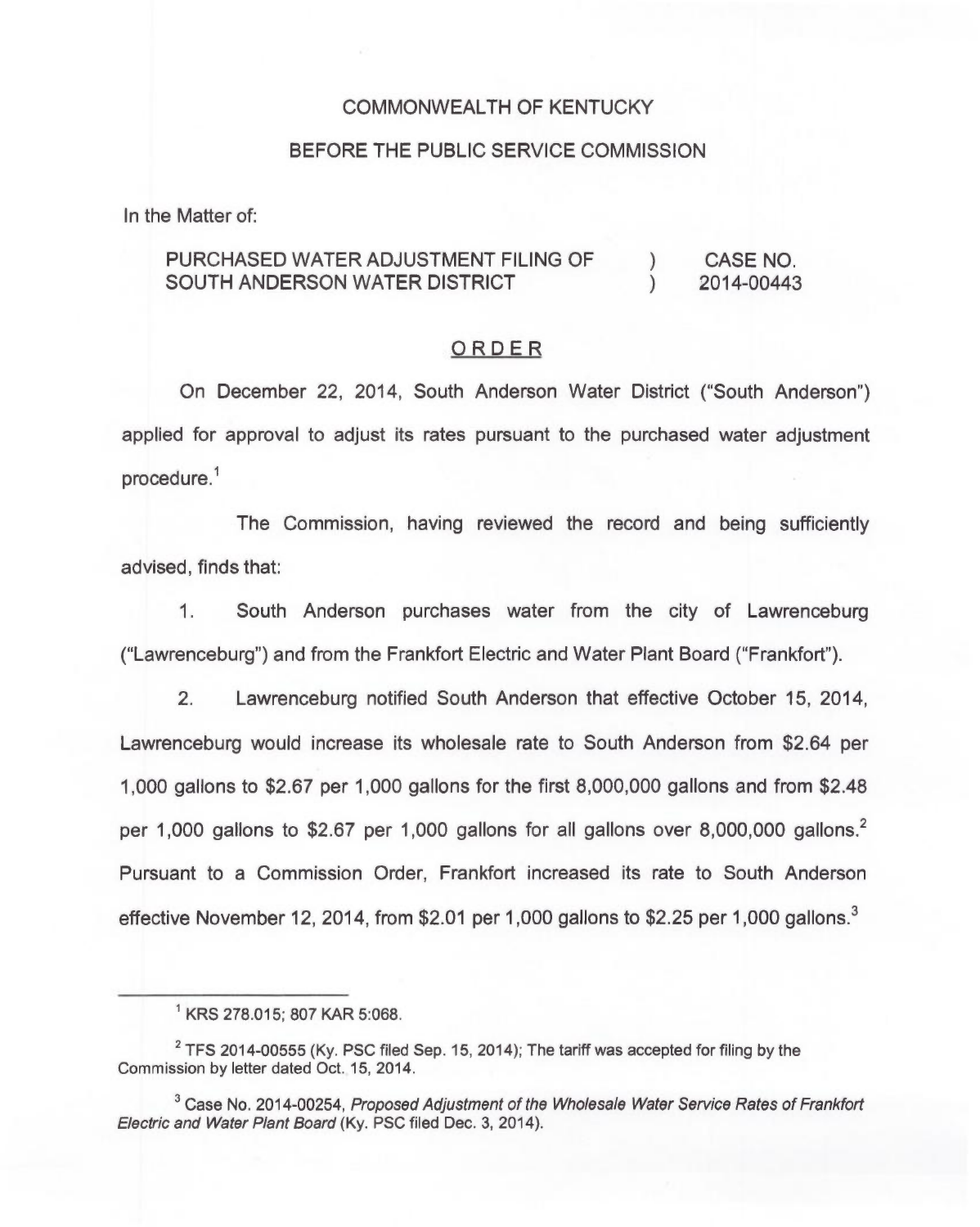COMMONWEALTH OF KENTUCKY

BEFORE THE PUBLIC SERVICE COMMISSION

In the Matter of:

| | | |
|---|---|---|
| PURCHASED WATER ADJUSTMENT FILING OF SOUTH ANDERSON WATER DISTRICT | ) ) | CASE NO. 2014-00443 |

## ORDER

On December 22, 2014, South Anderson Water District ("South Anderson") applied for approval to adjust its rates pursuant to the purchased water adjustment procedure.[1]

The Commission, having reviewed the record and being sufficiently advised, finds that:

1. South Anderson purchases water from the city of Lawrenceburg ("Lawrenceburg") and from the Frankfort Electric and Water Plant Board ("Frankfort").

2. Lawrenceburg notified South Anderson that effective October 15, 2014, Lawrenceburg would increase its wholesale rate to South Anderson from $2.64 per 1,000 gallons to $2.67 per 1,000 gallons for the first 8,000,000 gallons and from $2.48 per 1,000 gallons to $2.67 per 1,000 gallons for all gallons over 8,000,000 gallons.[2] Pursuant to a Commission Order, Frankfort increased its rate to South Anderson effective November 12, 2014, from $2.01 per 1,000 gallons to $2.25 per 1,000 gallons.[3]

---

[1] KRS 278.015; 807 KAR 5:068.

[2] TFS 2014-00555 (Ky. PSC filed Sep. 15, 2014); The tariff was accepted for filing by the Commission by letter dated Oct. 15, 2014.

[3] Case No. 2014-00254, *Proposed Adjustment of the Wholesale Water Service Rates of Frankfort Electric and Water Plant Board* (Ky. PSC filed Dec. 3, 2014).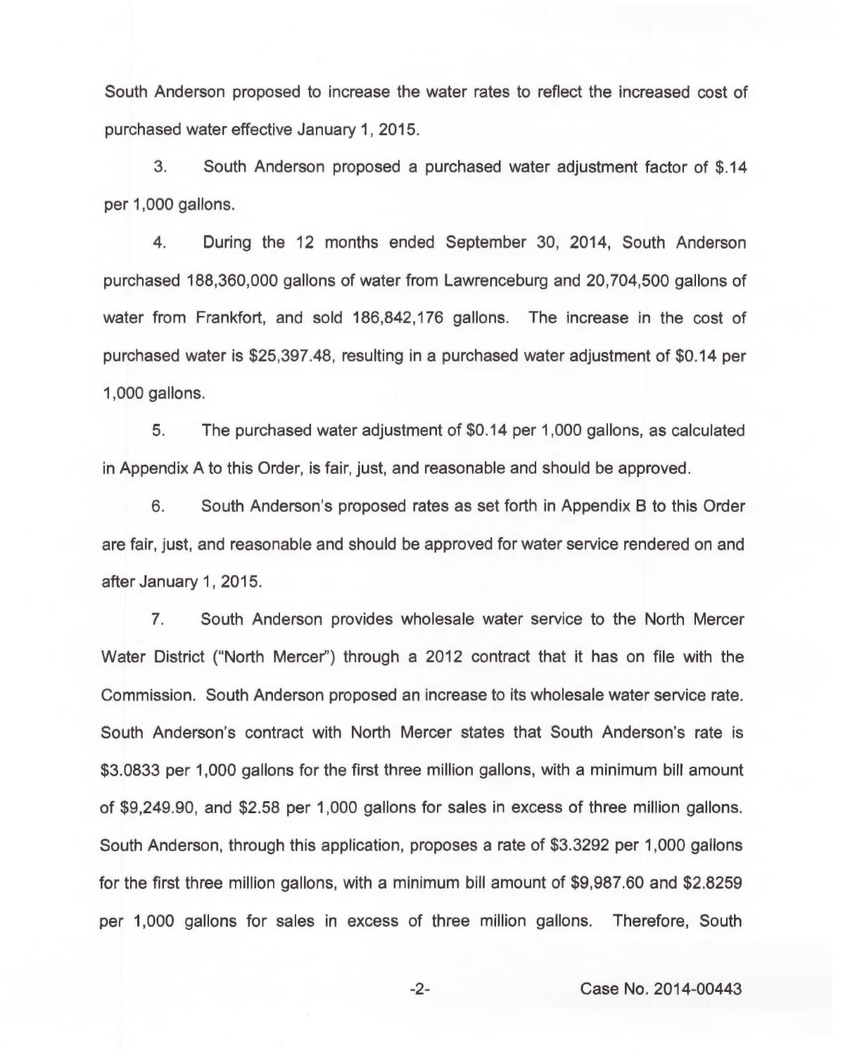South Anderson proposed to increase the water rates to reflect the increased cost of purchased water effective January 1, 2015.

3. South Anderson proposed a purchased water adjustment factor of $.14 per 1,000 gallons.

4. During the 12 months ended September 30, 2014, South Anderson purchased 188,360,000 gallons of water from Lawrenceburg and 20,704,500 gallons of water from Frankfort, and sold 186,842,176 gallons. The increase in the cost of purchased water is $25,397.48, resulting in a purchased water adjustment of $0.14 per 1,000 gallons.

5. The purchased water adjustment of $0.14 per 1,000 gallons, as calculated in Appendix A to this Order, is fair, just, and reasonable and should be approved.

6. South Anderson's proposed rates as set forth in Appendix B to this Order are fair, just, and reasonable and should be approved for water service rendered on and after January 1, 2015.

7. South Anderson provides wholesale water service to the North Mercer Water District ("North Mercer") through a 2012 contract that it has on file with the Commission. South Anderson proposed an increase to its wholesale water service rate. South Anderson's contract with North Mercer states that South Anderson's rate is $3.0833 per 1,000 gallons for the first three million gallons, with a minimum bill amount of $9,249.90, and $2.58 per 1,000 gallons for sales in excess of three million gallons. South Anderson, through this application, proposes a rate of $3.3292 per 1,000 gallons for the first three million gallons, with a minimum bill amount of $9,987.60 and $2.8259 per 1,000 gallons for sales in excess of three million gallons. Therefore, South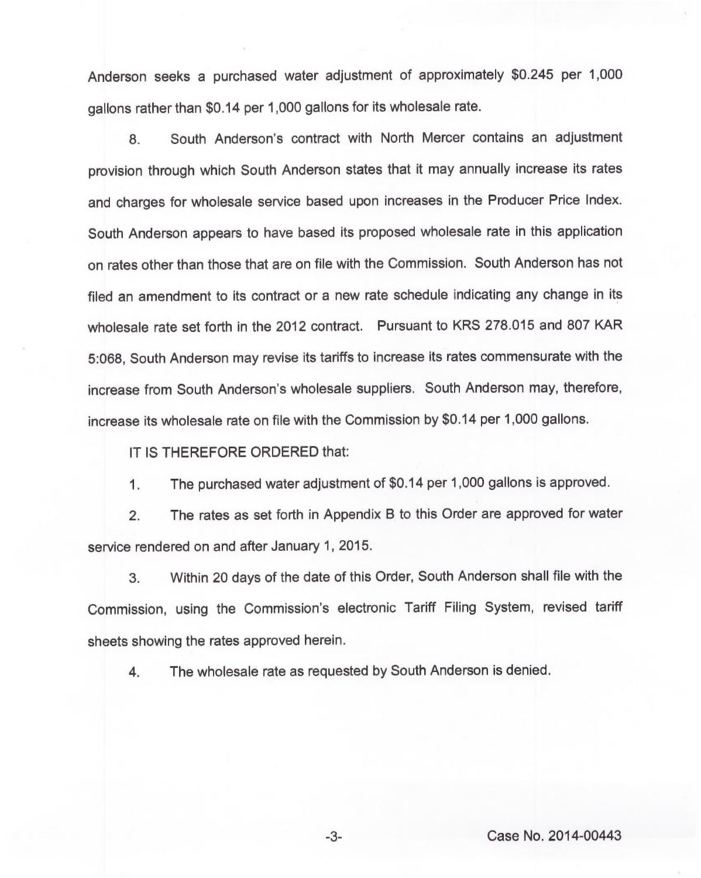Anderson seeks a purchased water adjustment of approximately $0.245 per 1,000 gallons rather than $0.14 per 1,000 gallons for its wholesale rate.

8. South Anderson's contract with North Mercer contains an adjustment provision through which South Anderson states that it may annually increase its rates and charges for wholesale service based upon increases in the Producer Price Index. South Anderson appears to have based its proposed wholesale rate in this application on rates other than those that are on file with the Commission. South Anderson has not filed an amendment to its contract or a new rate schedule indicating any change in its wholesale rate set forth in the 2012 contract. Pursuant to KRS 278.015 and 807 KAR 5:068, South Anderson may revise its tariffs to increase its rates commensurate with the increase from South Anderson's wholesale suppliers. South Anderson may, therefore, increase its wholesale rate on file with the Commission by $0.14 per 1,000 gallons.

IT IS THEREFORE ORDERED that:

1. The purchased water adjustment of $0.14 per 1,000 gallons is approved.

2. The rates as set forth in Appendix B to this Order are approved for water service rendered on and after January 1, 2015.

3. Within 20 days of the date of this Order, South Anderson shall file with the Commission, using the Commission's electronic Tariff Filing System, revised tariff sheets showing the rates approved herein.

4. The wholesale rate as requested by South Anderson is denied.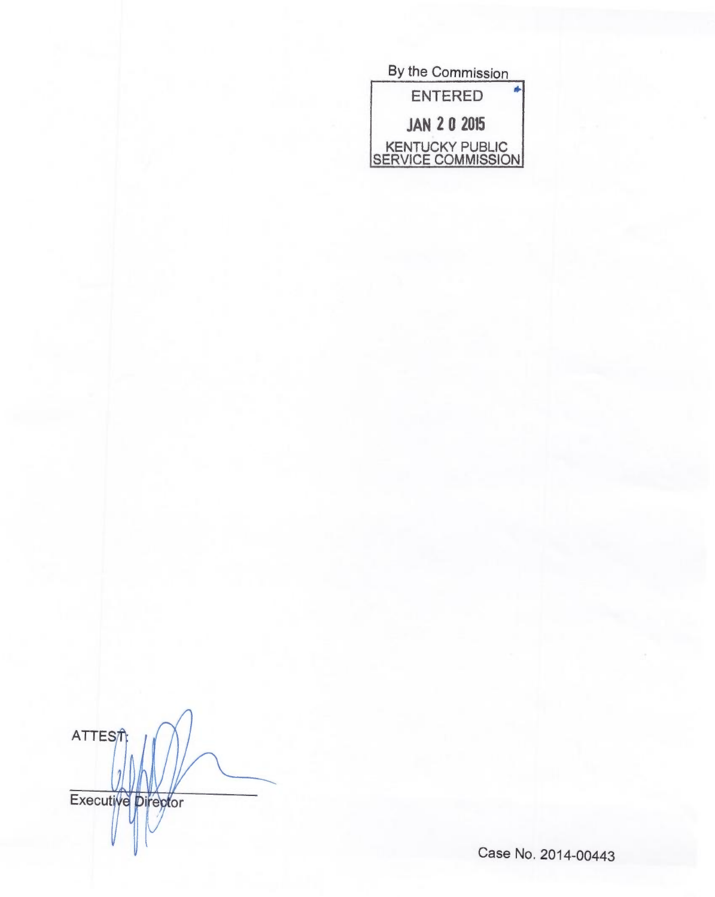By the Commission

ENTERED

JAN 2 0 2015

KENTUCKY PUBLIC SERVICE COMMISSION

ATTEST:

Executive Director

Case No. 2014-00443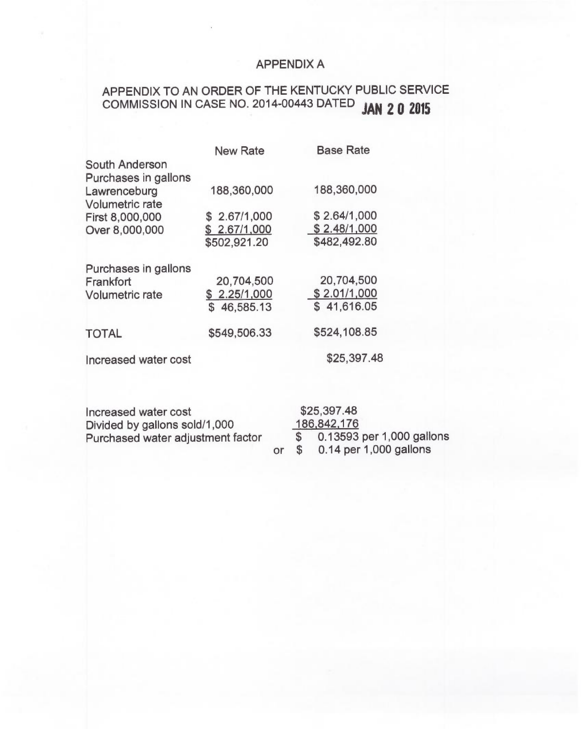# APPENDIX A

## APPENDIX TO AN ORDER OF THE KENTUCKY PUBLIC SERVICE COMMISSION IN CASE NO. 2014-00443 DATED JAN 2 0 2015

| | New Rate | Base Rate |
|---|---|---|
| South Anderson | | |
| Purchases in gallons | | |
| Lawrenceburg | 188,360,000 | 188,360,000 |
| Volumetric rate | | |
| First 8,000,000 | $ 2.67/1,000 | $ 2.64/1,000 |
| Over 8,000,000 | $ 2.67/1,000 | $ 2.48/1,000 |
| | $502,921.20 | $482,492.80 |
| | | |
| Purchases in gallons | | |
| Frankfort | 20,704,500 | 20,704,500 |
| Volumetric rate | $ 2.25/1,000 | $ 2.01/1,000 |
| | $ 46,585.13 | $ 41,616.05 |
| | | |
| TOTAL | $549,506.33 | $524,108.85 |
| | | |
| Increased water cost | | $25,397.48 |

| | |
|---|---|
| Increased water cost | $25,397.48 |
| Divided by gallons sold/1,000 | 186,842,176 |
| Purchased water adjustment factor | $ 0.13593 per 1,000 gallons |
| | or $ 0.14 per 1,000 gallons |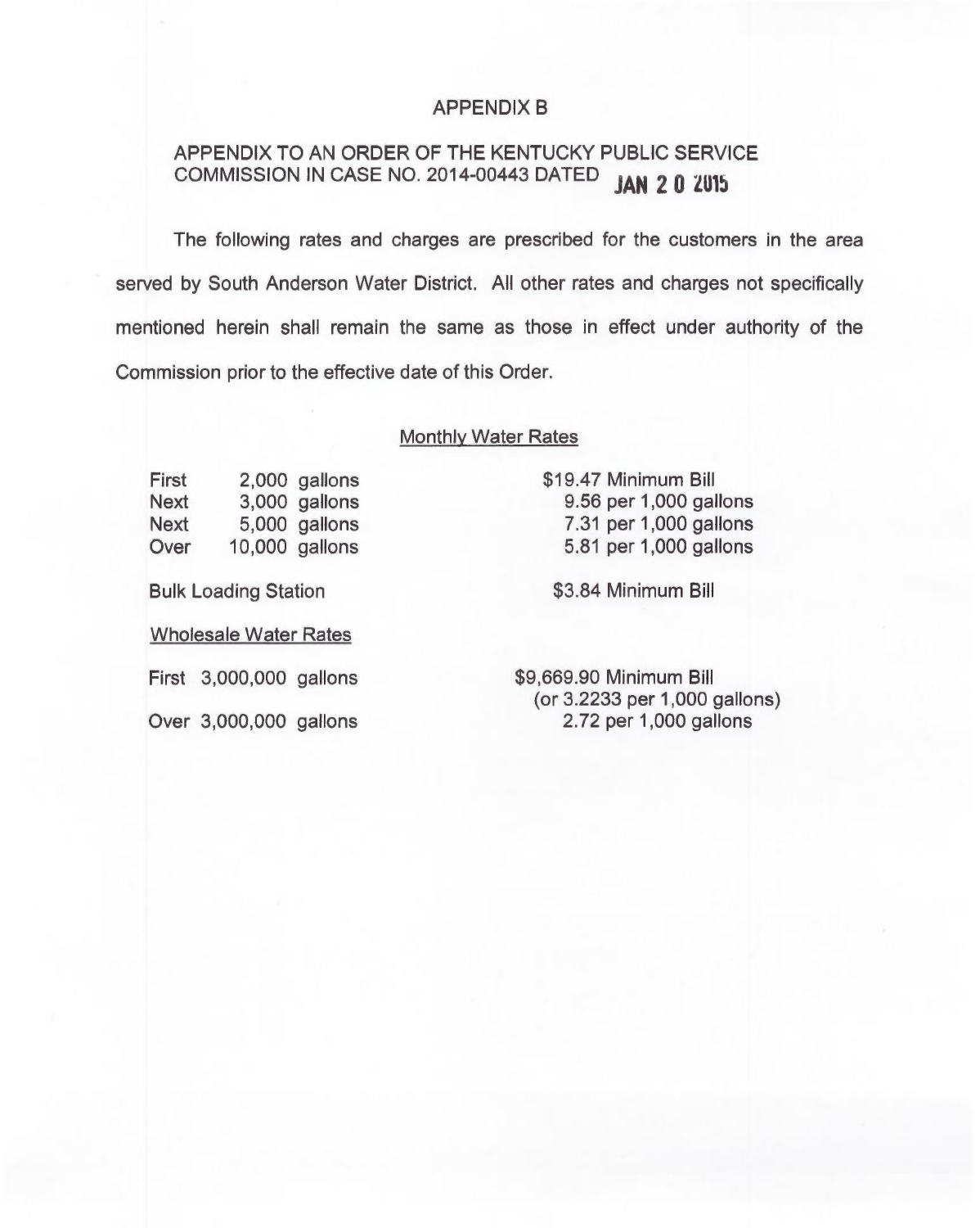# APPENDIX B

## APPENDIX TO AN ORDER OF THE KENTUCKY PUBLIC SERVICE COMMISSION IN CASE NO. 2014-00443 DATED JAN 20 2015

The following rates and charges are prescribed for the customers in the area served by South Anderson Water District. All other rates and charges not specifically mentioned herein shall remain the same as those in effect under authority of the Commission prior to the effective date of this Order.

Monthly Water Rates

| | | |
|---|---|---|
| First | 2,000 gallons | $19.47 Minimum Bill |
| Next | 3,000 gallons | 9.56 per 1,000 gallons |
| Next | 5,000 gallons | 7.31 per 1,000 gallons |
| Over | 10,000 gallons | 5.81 per 1,000 gallons |

Bulk Loading Station — $3.84 Minimum Bill

Wholesale Water Rates

| | |
|---|---|
| First 3,000,000 gallons | $9,669.90 Minimum Bill (or 3.2233 per 1,000 gallons) |
| Over 3,000,000 gallons | 2.72 per 1,000 gallons |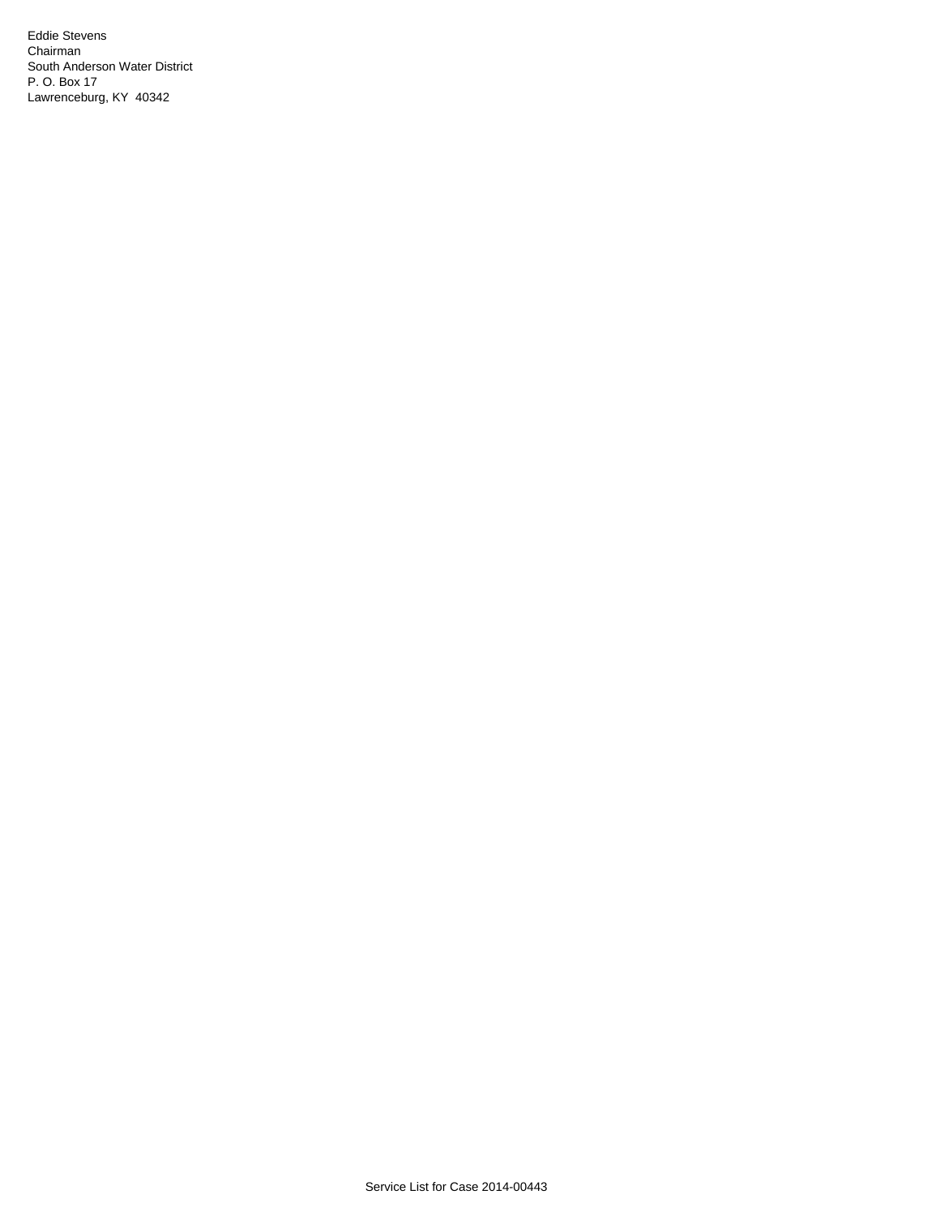Eddie Stevens
Chairman
South Anderson Water District
P. O. Box 17
Lawrenceburg, KY  40342